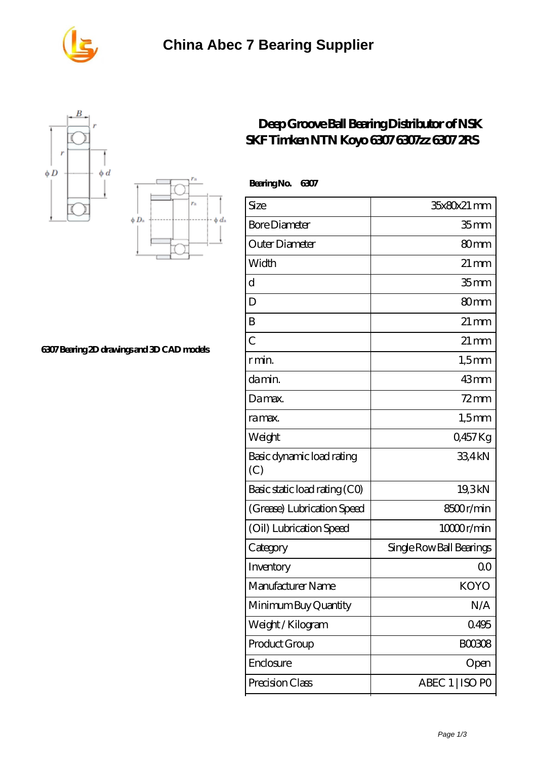# China Abec 7 Bearing Supplier

## Deep Groove Ball Bearing Distributor of NSK SKF Timken NTN Koyo 6307 6307zz 6307 2RS

6307 Bearing 2D drawings and 3D CAD models

**Bearing No. 6307**

| | |
|---|---|
| Size | 35x80x21 mm |
| Bore Diameter | 35 mm |
| Outer Diameter | 80 mm |
| Width | 21 mm |
| d | 35 mm |
| D | 80 mm |
| B | 21 mm |
| C | 21 mm |
| r min. | 1,5 mm |
| da min. | 43 mm |
| Da max. | 72 mm |
| ra max. | 1,5 mm |
| Weight | 0,457 Kg |
| Basic dynamic load rating (C) | 33,4 kN |
| Basic static load rating (C0) | 19,3 kN |
| (Grease) Lubrication Speed | 8500 r/min |
| (Oil) Lubrication Speed | 10000 r/min |
| Category | Single Row Ball Bearings |
| Inventory | 0.0 |
| Manufacturer Name | KOYO |
| Minimum Buy Quantity | N/A |
| Weight / Kilogram | 0.495 |
| Product Group | B00308 |
| Enclosure | Open |
| Precision Class | ABEC 1 \| ISO P0 |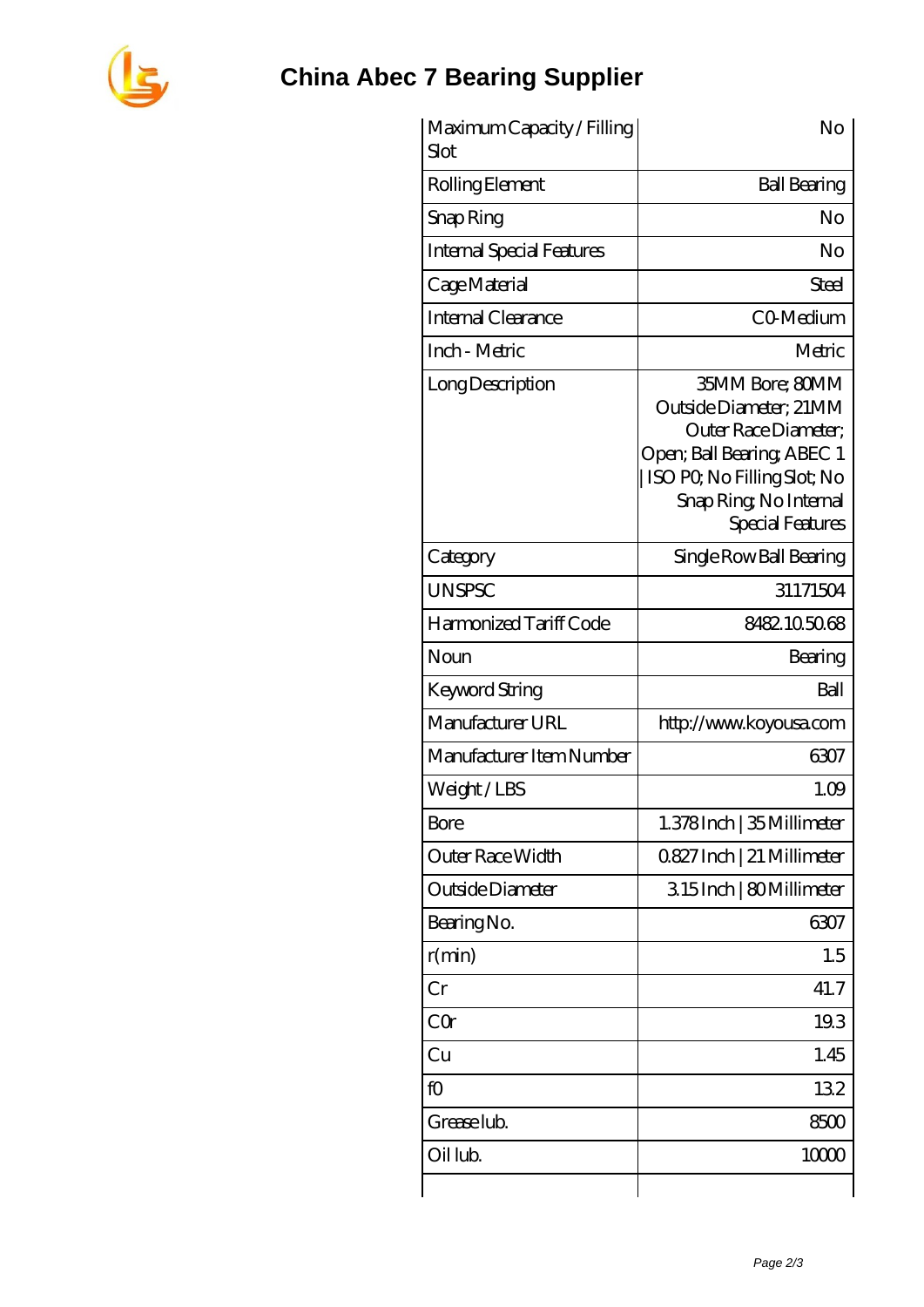| Maximum Capacity / Filling Slot | No |
|---|---|
| Rolling Element | Ball Bearing |
| Snap Ring | No |
| Internal Special Features | No |
| Cage Material | Steel |
| Internal Clearance | C0-Medium |
| Inch - Metric | Metric |
| Long Description | 35MM Bore; 80MM Outside Diameter; 21MM Outer Race Diameter; Open; Ball Bearing; ABEC 1 \| ISO P0; No Filling Slot; No Snap Ring; No Internal Special Features |
| Category | Single Row Ball Bearing |
| UNSPSC | 31171504 |
| Harmonized Tariff Code | 8482.10.50.68 |
| Noun | Bearing |
| Keyword String | Ball |
| Manufacturer URL | http://www.koyousa.com |
| Manufacturer Item Number | 6307 |
| Weight / LBS | 1.09 |
| Bore | 1.378 Inch \| 35 Millimeter |
| Outer Race Width | 0.827 Inch \| 21 Millimeter |
| Outside Diameter | 3.15 Inch \| 80 Millimeter |
| Bearing No. | 6307 |
| r(min) | 1.5 |
| Cr | 41.7 |
| C0r | 19.3 |
| Cu | 1.45 |
| f0 | 13.2 |
| Grease lub. | 8500 |
| Oil lub. | 10000 |
| | |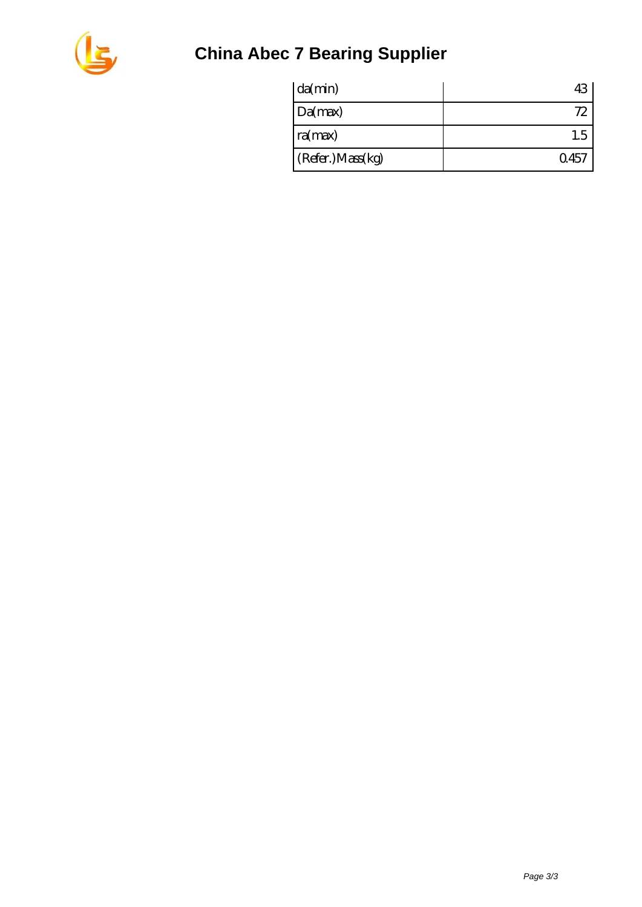| | |
|---|---|
| da(min) | 43 |
| Da(max) | 72 |
| ra(max) | 1.5 |
| (Refer.)Mass(kg) | 0.457 |